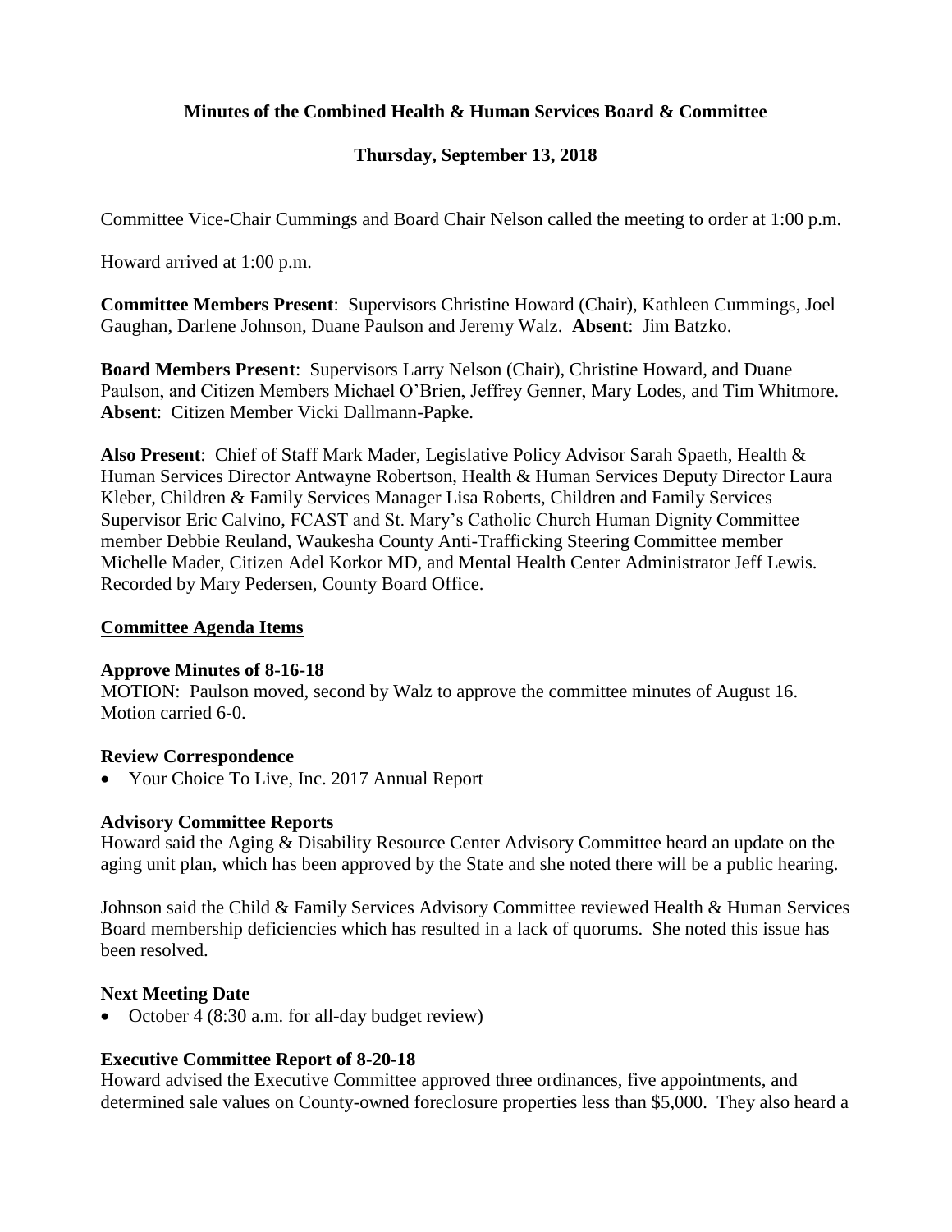**Minutes of the Combined Health & Human Services Board & Committee**

**Thursday, September 13, 2018**

Committee Vice-Chair Cummings and Board Chair Nelson called the meeting to order at 1:00 p.m.

Howard arrived at 1:00 p.m.

**Committee Members Present**: Supervisors Christine Howard (Chair), Kathleen Cummings, Joel Gaughan, Darlene Johnson, Duane Paulson and Jeremy Walz. **Absent**: Jim Batzko.

**Board Members Present**: Supervisors Larry Nelson (Chair), Christine Howard, and Duane Paulson, and Citizen Members Michael O'Brien, Jeffrey Genner, Mary Lodes, and Tim Whitmore. **Absent**: Citizen Member Vicki Dallmann-Papke.

**Also Present**: Chief of Staff Mark Mader, Legislative Policy Advisor Sarah Spaeth, Health & Human Services Director Antwayne Robertson, Health & Human Services Deputy Director Laura Kleber, Children & Family Services Manager Lisa Roberts, Children and Family Services Supervisor Eric Calvino, FCAST and St. Mary's Catholic Church Human Dignity Committee member Debbie Reuland, Waukesha County Anti-Trafficking Steering Committee member Michelle Mader, Citizen Adel Korkor MD, and Mental Health Center Administrator Jeff Lewis. Recorded by Mary Pedersen, County Board Office.

## Committee Agenda Items

**Approve Minutes of 8-16-18**

MOTION: Paulson moved, second by Walz to approve the committee minutes of August 16. Motion carried 6-0.

**Review Correspondence**

- Your Choice To Live, Inc. 2017 Annual Report

**Advisory Committee Reports**

Howard said the Aging & Disability Resource Center Advisory Committee heard an update on the aging unit plan, which has been approved by the State and she noted there will be a public hearing.

Johnson said the Child & Family Services Advisory Committee reviewed Health & Human Services Board membership deficiencies which has resulted in a lack of quorums. She noted this issue has been resolved.

**Next Meeting Date**

- October 4 (8:30 a.m. for all-day budget review)

**Executive Committee Report of 8-20-18**

Howard advised the Executive Committee approved three ordinances, five appointments, and determined sale values on County-owned foreclosure properties less than $5,000. They also heard a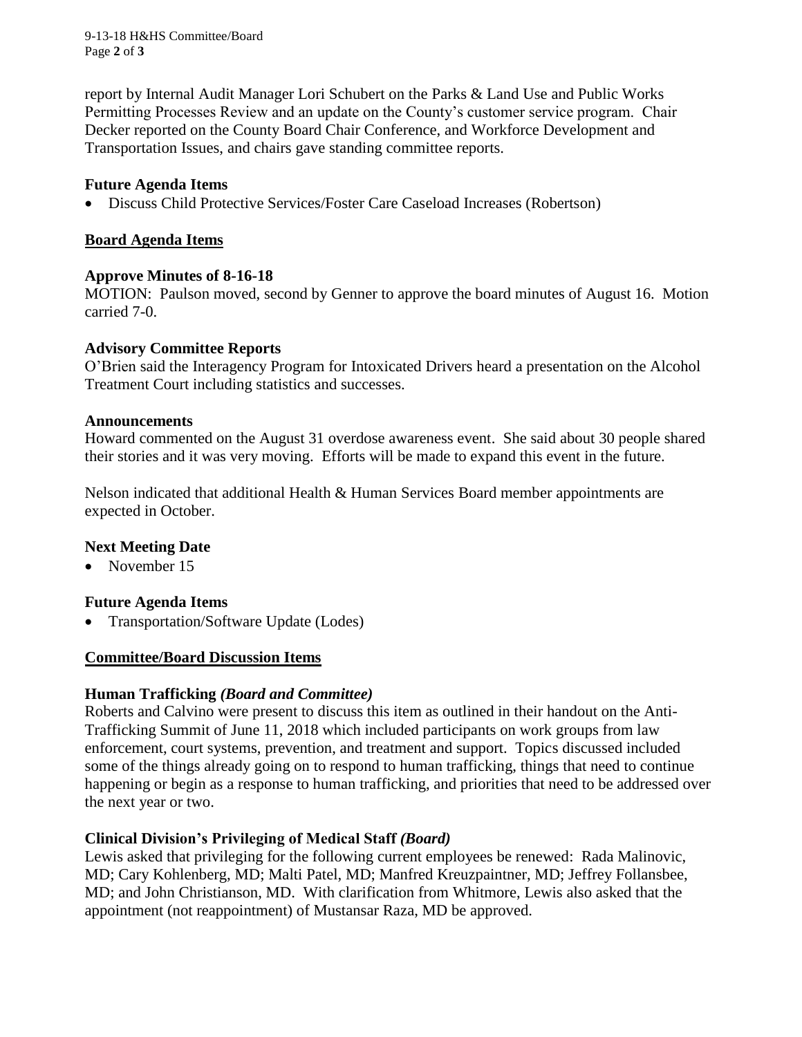report by Internal Audit Manager Lori Schubert on the Parks & Land Use and Public Works Permitting Processes Review and an update on the County's customer service program. Chair Decker reported on the County Board Chair Conference, and Workforce Development and Transportation Issues, and chairs gave standing committee reports.

### Future Agenda Items

- Discuss Child Protective Services/Foster Care Caseload Increases (Robertson)

## Board Agenda Items

### Approve Minutes of 8-16-18

MOTION: Paulson moved, second by Genner to approve the board minutes of August 16. Motion carried 7-0.

### Advisory Committee Reports

O'Brien said the Interagency Program for Intoxicated Drivers heard a presentation on the Alcohol Treatment Court including statistics and successes.

### Announcements

Howard commented on the August 31 overdose awareness event. She said about 30 people shared their stories and it was very moving. Efforts will be made to expand this event in the future.

Nelson indicated that additional Health & Human Services Board member appointments are expected in October.

### Next Meeting Date

- November 15

### Future Agenda Items

- Transportation/Software Update (Lodes)

## Committee/Board Discussion Items

### Human Trafficking *(Board and Committee)*

Roberts and Calvino were present to discuss this item as outlined in their handout on the Anti-Trafficking Summit of June 11, 2018 which included participants on work groups from law enforcement, court systems, prevention, and treatment and support. Topics discussed included some of the things already going on to respond to human trafficking, things that need to continue happening or begin as a response to human trafficking, and priorities that need to be addressed over the next year or two.

### Clinical Division's Privileging of Medical Staff *(Board)*

Lewis asked that privileging for the following current employees be renewed: Rada Malinovic, MD; Cary Kohlenberg, MD; Malti Patel, MD; Manfred Kreuzpaintner, MD; Jeffrey Follansbee, MD; and John Christianson, MD. With clarification from Whitmore, Lewis also asked that the appointment (not reappointment) of Mustansar Raza, MD be approved.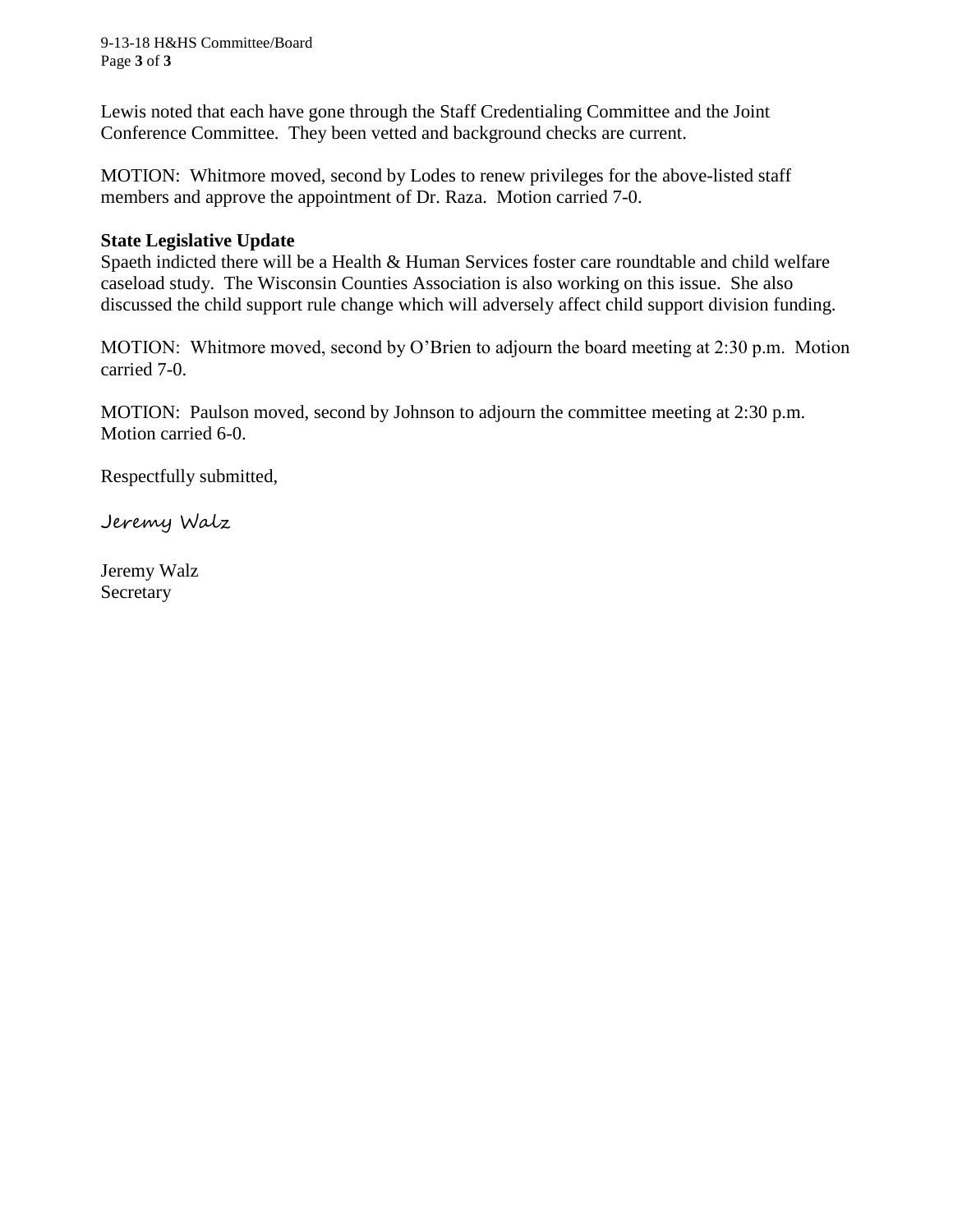Lewis noted that each have gone through the Staff Credentialing Committee and the Joint Conference Committee. They been vetted and background checks are current.

MOTION: Whitmore moved, second by Lodes to renew privileges for the above-listed staff members and approve the appointment of Dr. Raza. Motion carried 7-0.

**State Legislative Update**

Spaeth indicted there will be a Health & Human Services foster care roundtable and child welfare caseload study. The Wisconsin Counties Association is also working on this issue. She also discussed the child support rule change which will adversely affect child support division funding.

MOTION: Whitmore moved, second by O'Brien to adjourn the board meeting at 2:30 p.m. Motion carried 7-0.

MOTION: Paulson moved, second by Johnson to adjourn the committee meeting at 2:30 p.m. Motion carried 6-0.

Respectfully submitted,

Jeremy Walz

Jeremy Walz
Secretary